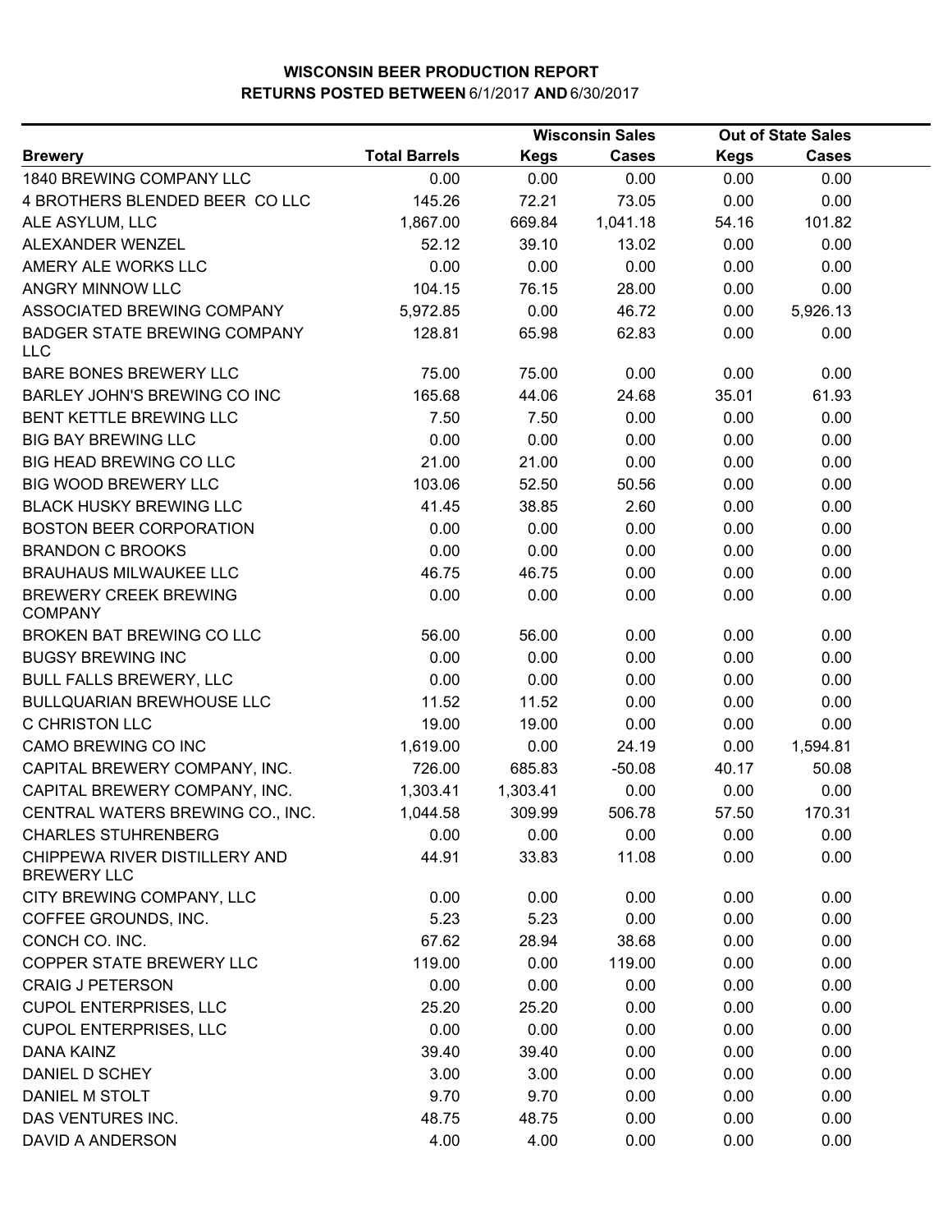# WISCONSIN BEER PRODUCTION REPORT
## RETURNS POSTED BETWEEN 6/1/2017 AND 6/30/2017

| | | Wisconsin Sales | | Out of State Sales | |
|---|---|---|---|---|---|
| Brewery | Total Barrels | Kegs | Cases | Kegs | Cases |
| 1840 BREWING COMPANY LLC | 0.00 | 0.00 | 0.00 | 0.00 | 0.00 |
| 4 BROTHERS BLENDED BEER CO LLC | 145.26 | 72.21 | 73.05 | 0.00 | 0.00 |
| ALE ASYLUM, LLC | 1,867.00 | 669.84 | 1,041.18 | 54.16 | 101.82 |
| ALEXANDER WENZEL | 52.12 | 39.10 | 13.02 | 0.00 | 0.00 |
| AMERY ALE WORKS LLC | 0.00 | 0.00 | 0.00 | 0.00 | 0.00 |
| ANGRY MINNOW LLC | 104.15 | 76.15 | 28.00 | 0.00 | 0.00 |
| ASSOCIATED BREWING COMPANY | 5,972.85 | 0.00 | 46.72 | 0.00 | 5,926.13 |
| BADGER STATE BREWING COMPANY LLC | 128.81 | 65.98 | 62.83 | 0.00 | 0.00 |
| BARE BONES BREWERY LLC | 75.00 | 75.00 | 0.00 | 0.00 | 0.00 |
| BARLEY JOHN'S BREWING CO INC | 165.68 | 44.06 | 24.68 | 35.01 | 61.93 |
| BENT KETTLE BREWING LLC | 7.50 | 7.50 | 0.00 | 0.00 | 0.00 |
| BIG BAY BREWING LLC | 0.00 | 0.00 | 0.00 | 0.00 | 0.00 |
| BIG HEAD BREWING CO LLC | 21.00 | 21.00 | 0.00 | 0.00 | 0.00 |
| BIG WOOD BREWERY LLC | 103.06 | 52.50 | 50.56 | 0.00 | 0.00 |
| BLACK HUSKY BREWING LLC | 41.45 | 38.85 | 2.60 | 0.00 | 0.00 |
| BOSTON BEER CORPORATION | 0.00 | 0.00 | 0.00 | 0.00 | 0.00 |
| BRANDON C BROOKS | 0.00 | 0.00 | 0.00 | 0.00 | 0.00 |
| BRAUHAUS MILWAUKEE LLC | 46.75 | 46.75 | 0.00 | 0.00 | 0.00 |
| BREWERY CREEK BREWING COMPANY | 0.00 | 0.00 | 0.00 | 0.00 | 0.00 |
| BROKEN BAT BREWING CO LLC | 56.00 | 56.00 | 0.00 | 0.00 | 0.00 |
| BUGSY BREWING INC | 0.00 | 0.00 | 0.00 | 0.00 | 0.00 |
| BULL FALLS BREWERY, LLC | 0.00 | 0.00 | 0.00 | 0.00 | 0.00 |
| BULLQUARIAN BREWHOUSE LLC | 11.52 | 11.52 | 0.00 | 0.00 | 0.00 |
| C CHRISTON LLC | 19.00 | 19.00 | 0.00 | 0.00 | 0.00 |
| CAMO BREWING CO INC | 1,619.00 | 0.00 | 24.19 | 0.00 | 1,594.81 |
| CAPITAL BREWERY COMPANY, INC. | 726.00 | 685.83 | -50.08 | 40.17 | 50.08 |
| CAPITAL BREWERY COMPANY, INC. | 1,303.41 | 1,303.41 | 0.00 | 0.00 | 0.00 |
| CENTRAL WATERS BREWING CO., INC. | 1,044.58 | 309.99 | 506.78 | 57.50 | 170.31 |
| CHARLES STUHRENBERG | 0.00 | 0.00 | 0.00 | 0.00 | 0.00 |
| CHIPPEWA RIVER DISTILLERY AND BREWERY LLC | 44.91 | 33.83 | 11.08 | 0.00 | 0.00 |
| CITY BREWING COMPANY, LLC | 0.00 | 0.00 | 0.00 | 0.00 | 0.00 |
| COFFEE GROUNDS, INC. | 5.23 | 5.23 | 0.00 | 0.00 | 0.00 |
| CONCH CO. INC. | 67.62 | 28.94 | 38.68 | 0.00 | 0.00 |
| COPPER STATE BREWERY LLC | 119.00 | 0.00 | 119.00 | 0.00 | 0.00 |
| CRAIG J PETERSON | 0.00 | 0.00 | 0.00 | 0.00 | 0.00 |
| CUPOL ENTERPRISES, LLC | 25.20 | 25.20 | 0.00 | 0.00 | 0.00 |
| CUPOL ENTERPRISES, LLC | 0.00 | 0.00 | 0.00 | 0.00 | 0.00 |
| DANA KAINZ | 39.40 | 39.40 | 0.00 | 0.00 | 0.00 |
| DANIEL D SCHEY | 3.00 | 3.00 | 0.00 | 0.00 | 0.00 |
| DANIEL M STOLT | 9.70 | 9.70 | 0.00 | 0.00 | 0.00 |
| DAS VENTURES INC. | 48.75 | 48.75 | 0.00 | 0.00 | 0.00 |
| DAVID A ANDERSON | 4.00 | 4.00 | 0.00 | 0.00 | 0.00 |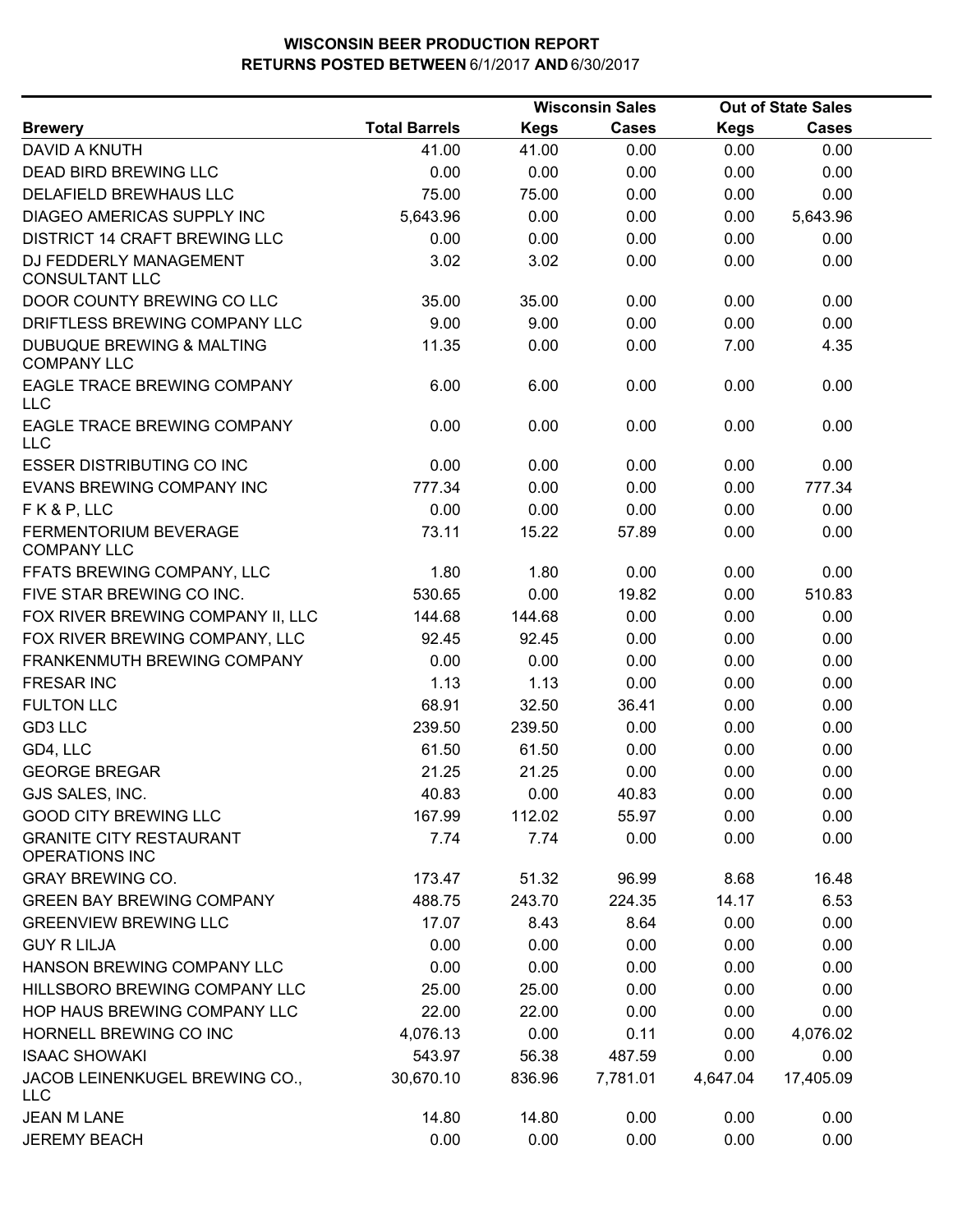# WISCONSIN BEER PRODUCTION REPORT
## RETURNS POSTED BETWEEN 6/1/2017 AND 6/30/2017

| Brewery | Total Barrels | Wisconsin Sales | | Out of State Sales | |
|---|---|---|---|---|---|
| | | Kegs | Cases | Kegs | Cases |
| DAVID A KNUTH | 41.00 | 41.00 | 0.00 | 0.00 | 0.00 |
| DEAD BIRD BREWING LLC | 0.00 | 0.00 | 0.00 | 0.00 | 0.00 |
| DELAFIELD BREWHAUS LLC | 75.00 | 75.00 | 0.00 | 0.00 | 0.00 |
| DIAGEO AMERICAS SUPPLY INC | 5,643.96 | 0.00 | 0.00 | 0.00 | 5,643.96 |
| DISTRICT 14 CRAFT BREWING LLC | 0.00 | 0.00 | 0.00 | 0.00 | 0.00 |
| DJ FEDDERLY MANAGEMENT CONSULTANT LLC | 3.02 | 3.02 | 0.00 | 0.00 | 0.00 |
| DOOR COUNTY BREWING CO LLC | 35.00 | 35.00 | 0.00 | 0.00 | 0.00 |
| DRIFTLESS BREWING COMPANY LLC | 9.00 | 9.00 | 0.00 | 0.00 | 0.00 |
| DUBUQUE BREWING & MALTING COMPANY LLC | 11.35 | 0.00 | 0.00 | 7.00 | 4.35 |
| EAGLE TRACE BREWING COMPANY LLC | 6.00 | 6.00 | 0.00 | 0.00 | 0.00 |
| EAGLE TRACE BREWING COMPANY LLC | 0.00 | 0.00 | 0.00 | 0.00 | 0.00 |
| ESSER DISTRIBUTING CO INC | 0.00 | 0.00 | 0.00 | 0.00 | 0.00 |
| EVANS BREWING COMPANY INC | 777.34 | 0.00 | 0.00 | 0.00 | 777.34 |
| F K & P, LLC | 0.00 | 0.00 | 0.00 | 0.00 | 0.00 |
| FERMENTORIUM BEVERAGE COMPANY LLC | 73.11 | 15.22 | 57.89 | 0.00 | 0.00 |
| FFATS BREWING COMPANY, LLC | 1.80 | 1.80 | 0.00 | 0.00 | 0.00 |
| FIVE STAR BREWING CO INC. | 530.65 | 0.00 | 19.82 | 0.00 | 510.83 |
| FOX RIVER BREWING COMPANY II, LLC | 144.68 | 144.68 | 0.00 | 0.00 | 0.00 |
| FOX RIVER BREWING COMPANY, LLC | 92.45 | 92.45 | 0.00 | 0.00 | 0.00 |
| FRANKENMUTH BREWING COMPANY | 0.00 | 0.00 | 0.00 | 0.00 | 0.00 |
| FRESAR INC | 1.13 | 1.13 | 0.00 | 0.00 | 0.00 |
| FULTON LLC | 68.91 | 32.50 | 36.41 | 0.00 | 0.00 |
| GD3 LLC | 239.50 | 239.50 | 0.00 | 0.00 | 0.00 |
| GD4, LLC | 61.50 | 61.50 | 0.00 | 0.00 | 0.00 |
| GEORGE BREGAR | 21.25 | 21.25 | 0.00 | 0.00 | 0.00 |
| GJS SALES, INC. | 40.83 | 0.00 | 40.83 | 0.00 | 0.00 |
| GOOD CITY BREWING LLC | 167.99 | 112.02 | 55.97 | 0.00 | 0.00 |
| GRANITE CITY RESTAURANT OPERATIONS INC | 7.74 | 7.74 | 0.00 | 0.00 | 0.00 |
| GRAY BREWING CO. | 173.47 | 51.32 | 96.99 | 8.68 | 16.48 |
| GREEN BAY BREWING COMPANY | 488.75 | 243.70 | 224.35 | 14.17 | 6.53 |
| GREENVIEW BREWING LLC | 17.07 | 8.43 | 8.64 | 0.00 | 0.00 |
| GUY R LILJA | 0.00 | 0.00 | 0.00 | 0.00 | 0.00 |
| HANSON BREWING COMPANY LLC | 0.00 | 0.00 | 0.00 | 0.00 | 0.00 |
| HILLSBORO BREWING COMPANY LLC | 25.00 | 25.00 | 0.00 | 0.00 | 0.00 |
| HOP HAUS BREWING COMPANY LLC | 22.00 | 22.00 | 0.00 | 0.00 | 0.00 |
| HORNELL BREWING CO INC | 4,076.13 | 0.00 | 0.11 | 0.00 | 4,076.02 |
| ISAAC SHOWAKI | 543.97 | 56.38 | 487.59 | 0.00 | 0.00 |
| JACOB LEINENKUGEL BREWING CO., LLC | 30,670.10 | 836.96 | 7,781.01 | 4,647.04 | 17,405.09 |
| JEAN M LANE | 14.80 | 14.80 | 0.00 | 0.00 | 0.00 |
| JEREMY BEACH | 0.00 | 0.00 | 0.00 | 0.00 | 0.00 |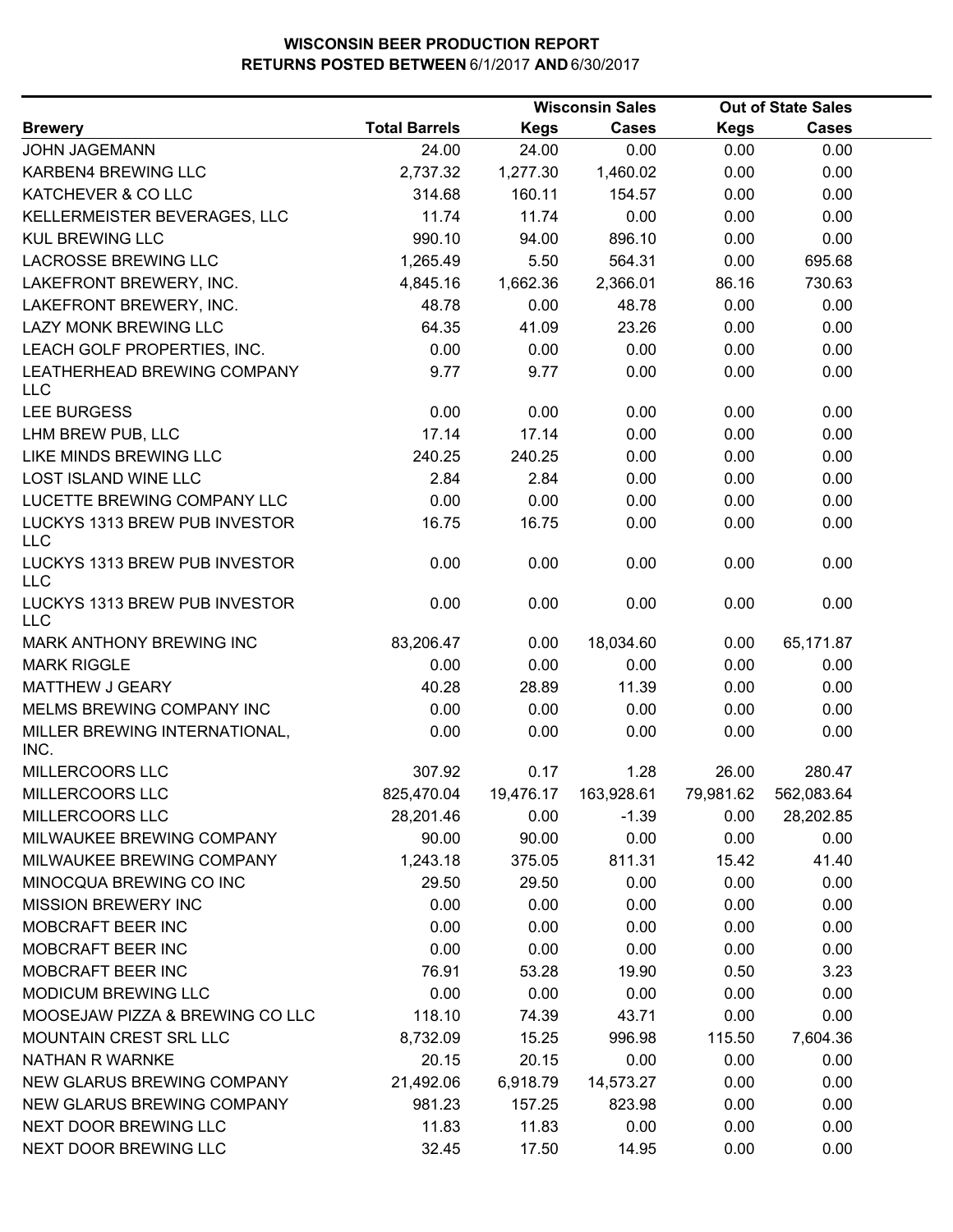# WISCONSIN BEER PRODUCTION REPORT
## RETURNS POSTED BETWEEN 6/1/2017 AND 6/30/2017

| | | Wisconsin Sales | | Out of State Sales | |
|---|---|---|---|---|---|
| **Brewery** | **Total Barrels** | **Kegs** | **Cases** | **Kegs** | **Cases** |
| JOHN JAGEMANN | 24.00 | 24.00 | 0.00 | 0.00 | 0.00 |
| KARBEN4 BREWING LLC | 2,737.32 | 1,277.30 | 1,460.02 | 0.00 | 0.00 |
| KATCHEVER & CO LLC | 314.68 | 160.11 | 154.57 | 0.00 | 0.00 |
| KELLERMEISTER BEVERAGES, LLC | 11.74 | 11.74 | 0.00 | 0.00 | 0.00 |
| KUL BREWING LLC | 990.10 | 94.00 | 896.10 | 0.00 | 0.00 |
| LACROSSE BREWING LLC | 1,265.49 | 5.50 | 564.31 | 0.00 | 695.68 |
| LAKEFRONT BREWERY, INC. | 4,845.16 | 1,662.36 | 2,366.01 | 86.16 | 730.63 |
| LAKEFRONT BREWERY, INC. | 48.78 | 0.00 | 48.78 | 0.00 | 0.00 |
| LAZY MONK BREWING LLC | 64.35 | 41.09 | 23.26 | 0.00 | 0.00 |
| LEACH GOLF PROPERTIES, INC. | 0.00 | 0.00 | 0.00 | 0.00 | 0.00 |
| LEATHERHEAD BREWING COMPANY LLC | 9.77 | 9.77 | 0.00 | 0.00 | 0.00 |
| LEE BURGESS | 0.00 | 0.00 | 0.00 | 0.00 | 0.00 |
| LHM BREW PUB, LLC | 17.14 | 17.14 | 0.00 | 0.00 | 0.00 |
| LIKE MINDS BREWING LLC | 240.25 | 240.25 | 0.00 | 0.00 | 0.00 |
| LOST ISLAND WINE LLC | 2.84 | 2.84 | 0.00 | 0.00 | 0.00 |
| LUCETTE BREWING COMPANY LLC | 0.00 | 0.00 | 0.00 | 0.00 | 0.00 |
| LUCKYS 1313 BREW PUB INVESTOR LLC | 16.75 | 16.75 | 0.00 | 0.00 | 0.00 |
| LUCKYS 1313 BREW PUB INVESTOR LLC | 0.00 | 0.00 | 0.00 | 0.00 | 0.00 |
| LUCKYS 1313 BREW PUB INVESTOR LLC | 0.00 | 0.00 | 0.00 | 0.00 | 0.00 |
| MARK ANTHONY BREWING INC | 83,206.47 | 0.00 | 18,034.60 | 0.00 | 65,171.87 |
| MARK RIGGLE | 0.00 | 0.00 | 0.00 | 0.00 | 0.00 |
| MATTHEW J GEARY | 40.28 | 28.89 | 11.39 | 0.00 | 0.00 |
| MELMS BREWING COMPANY INC | 0.00 | 0.00 | 0.00 | 0.00 | 0.00 |
| MILLER BREWING INTERNATIONAL, INC. | 0.00 | 0.00 | 0.00 | 0.00 | 0.00 |
| MILLERCOORS LLC | 307.92 | 0.17 | 1.28 | 26.00 | 280.47 |
| MILLERCOORS LLC | 825,470.04 | 19,476.17 | 163,928.61 | 79,981.62 | 562,083.64 |
| MILLERCOORS LLC | 28,201.46 | 0.00 | -1.39 | 0.00 | 28,202.85 |
| MILWAUKEE BREWING COMPANY | 90.00 | 90.00 | 0.00 | 0.00 | 0.00 |
| MILWAUKEE BREWING COMPANY | 1,243.18 | 375.05 | 811.31 | 15.42 | 41.40 |
| MINOCQUA BREWING CO INC | 29.50 | 29.50 | 0.00 | 0.00 | 0.00 |
| MISSION BREWERY INC | 0.00 | 0.00 | 0.00 | 0.00 | 0.00 |
| MOBCRAFT BEER INC | 0.00 | 0.00 | 0.00 | 0.00 | 0.00 |
| MOBCRAFT BEER INC | 0.00 | 0.00 | 0.00 | 0.00 | 0.00 |
| MOBCRAFT BEER INC | 76.91 | 53.28 | 19.90 | 0.50 | 3.23 |
| MODICUM BREWING LLC | 0.00 | 0.00 | 0.00 | 0.00 | 0.00 |
| MOOSEJAW PIZZA & BREWING CO LLC | 118.10 | 74.39 | 43.71 | 0.00 | 0.00 |
| MOUNTAIN CREST SRL LLC | 8,732.09 | 15.25 | 996.98 | 115.50 | 7,604.36 |
| NATHAN R WARNKE | 20.15 | 20.15 | 0.00 | 0.00 | 0.00 |
| NEW GLARUS BREWING COMPANY | 21,492.06 | 6,918.79 | 14,573.27 | 0.00 | 0.00 |
| NEW GLARUS BREWING COMPANY | 981.23 | 157.25 | 823.98 | 0.00 | 0.00 |
| NEXT DOOR BREWING LLC | 11.83 | 11.83 | 0.00 | 0.00 | 0.00 |
| NEXT DOOR BREWING LLC | 32.45 | 17.50 | 14.95 | 0.00 | 0.00 |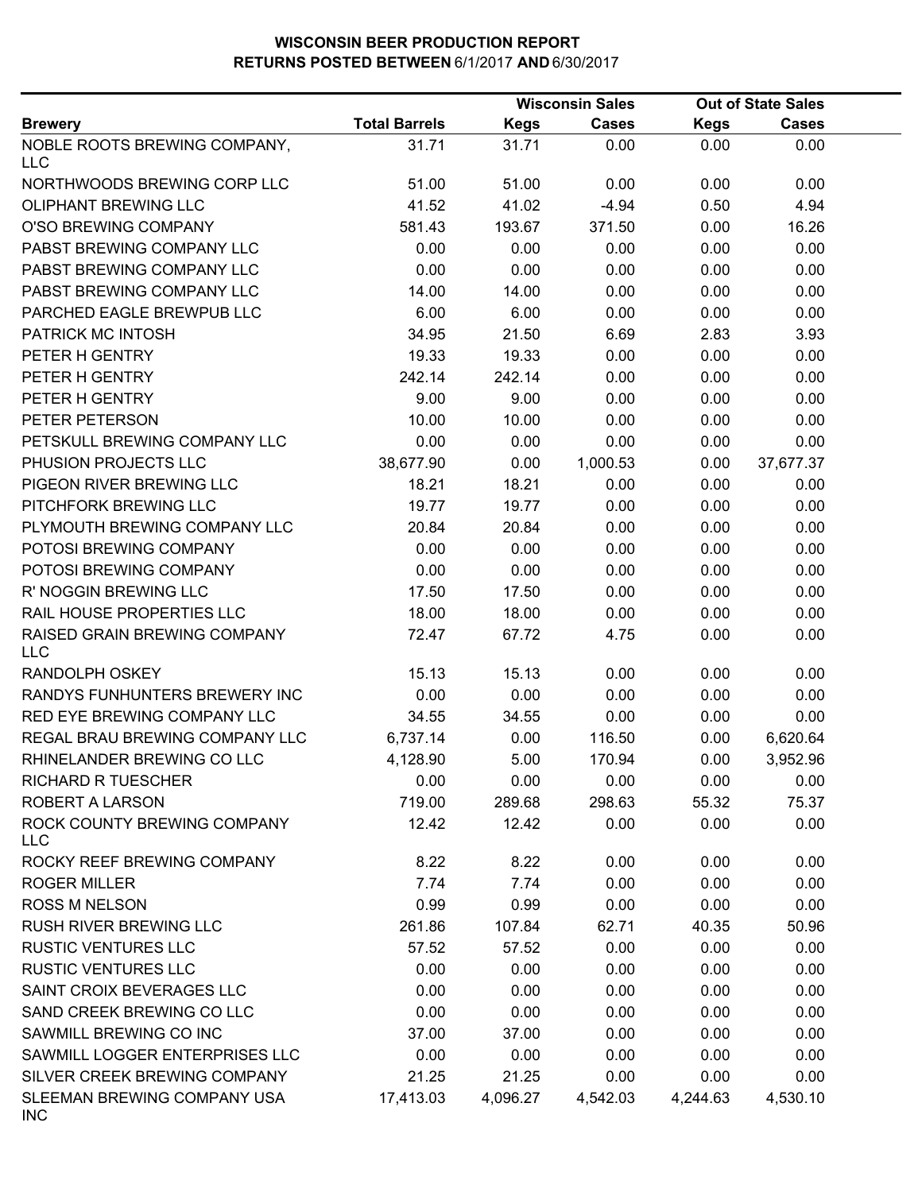**WISCONSIN BEER PRODUCTION REPORT**
**RETURNS POSTED BETWEEN 6/1/2017 AND 6/30/2017**

| Brewery | Total Barrels | Wisconsin Sales Kegs | Wisconsin Sales Cases | Out of State Sales Kegs | Out of State Sales Cases |
|---|---|---|---|---|---|
| NOBLE ROOTS BREWING COMPANY, LLC | 31.71 | 31.71 | 0.00 | 0.00 | 0.00 |
| NORTHWOODS BREWING CORP LLC | 51.00 | 51.00 | 0.00 | 0.00 | 0.00 |
| OLIPHANT BREWING LLC | 41.52 | 41.02 | -4.94 | 0.50 | 4.94 |
| O'SO BREWING COMPANY | 581.43 | 193.67 | 371.50 | 0.00 | 16.26 |
| PABST BREWING COMPANY LLC | 0.00 | 0.00 | 0.00 | 0.00 | 0.00 |
| PABST BREWING COMPANY LLC | 0.00 | 0.00 | 0.00 | 0.00 | 0.00 |
| PABST BREWING COMPANY LLC | 14.00 | 14.00 | 0.00 | 0.00 | 0.00 |
| PARCHED EAGLE BREWPUB LLC | 6.00 | 6.00 | 0.00 | 0.00 | 0.00 |
| PATRICK MC INTOSH | 34.95 | 21.50 | 6.69 | 2.83 | 3.93 |
| PETER H GENTRY | 19.33 | 19.33 | 0.00 | 0.00 | 0.00 |
| PETER H GENTRY | 242.14 | 242.14 | 0.00 | 0.00 | 0.00 |
| PETER H GENTRY | 9.00 | 9.00 | 0.00 | 0.00 | 0.00 |
| PETER PETERSON | 10.00 | 10.00 | 0.00 | 0.00 | 0.00 |
| PETSKULL BREWING COMPANY LLC | 0.00 | 0.00 | 0.00 | 0.00 | 0.00 |
| PHUSION PROJECTS LLC | 38,677.90 | 0.00 | 1,000.53 | 0.00 | 37,677.37 |
| PIGEON RIVER BREWING LLC | 18.21 | 18.21 | 0.00 | 0.00 | 0.00 |
| PITCHFORK BREWING LLC | 19.77 | 19.77 | 0.00 | 0.00 | 0.00 |
| PLYMOUTH BREWING COMPANY LLC | 20.84 | 20.84 | 0.00 | 0.00 | 0.00 |
| POTOSI BREWING COMPANY | 0.00 | 0.00 | 0.00 | 0.00 | 0.00 |
| POTOSI BREWING COMPANY | 0.00 | 0.00 | 0.00 | 0.00 | 0.00 |
| R' NOGGIN BREWING LLC | 17.50 | 17.50 | 0.00 | 0.00 | 0.00 |
| RAIL HOUSE PROPERTIES LLC | 18.00 | 18.00 | 0.00 | 0.00 | 0.00 |
| RAISED GRAIN BREWING COMPANY LLC | 72.47 | 67.72 | 4.75 | 0.00 | 0.00 |
| RANDOLPH OSKEY | 15.13 | 15.13 | 0.00 | 0.00 | 0.00 |
| RANDYS FUNHUNTERS BREWERY INC | 0.00 | 0.00 | 0.00 | 0.00 | 0.00 |
| RED EYE BREWING COMPANY LLC | 34.55 | 34.55 | 0.00 | 0.00 | 0.00 |
| REGAL BRAU BREWING COMPANY LLC | 6,737.14 | 0.00 | 116.50 | 0.00 | 6,620.64 |
| RHINELANDER BREWING CO LLC | 4,128.90 | 5.00 | 170.94 | 0.00 | 3,952.96 |
| RICHARD R TUESCHER | 0.00 | 0.00 | 0.00 | 0.00 | 0.00 |
| ROBERT A LARSON | 719.00 | 289.68 | 298.63 | 55.32 | 75.37 |
| ROCK COUNTY BREWING COMPANY LLC | 12.42 | 12.42 | 0.00 | 0.00 | 0.00 |
| ROCKY REEF BREWING COMPANY | 8.22 | 8.22 | 0.00 | 0.00 | 0.00 |
| ROGER MILLER | 7.74 | 7.74 | 0.00 | 0.00 | 0.00 |
| ROSS M NELSON | 0.99 | 0.99 | 0.00 | 0.00 | 0.00 |
| RUSH RIVER BREWING LLC | 261.86 | 107.84 | 62.71 | 40.35 | 50.96 |
| RUSTIC VENTURES LLC | 57.52 | 57.52 | 0.00 | 0.00 | 0.00 |
| RUSTIC VENTURES LLC | 0.00 | 0.00 | 0.00 | 0.00 | 0.00 |
| SAINT CROIX BEVERAGES LLC | 0.00 | 0.00 | 0.00 | 0.00 | 0.00 |
| SAND CREEK BREWING CO LLC | 0.00 | 0.00 | 0.00 | 0.00 | 0.00 |
| SAWMILL BREWING CO INC | 37.00 | 37.00 | 0.00 | 0.00 | 0.00 |
| SAWMILL LOGGER ENTERPRISES LLC | 0.00 | 0.00 | 0.00 | 0.00 | 0.00 |
| SILVER CREEK BREWING COMPANY | 21.25 | 21.25 | 0.00 | 0.00 | 0.00 |
| SLEEMAN BREWING COMPANY USA INC | 17,413.03 | 4,096.27 | 4,542.03 | 4,244.63 | 4,530.10 |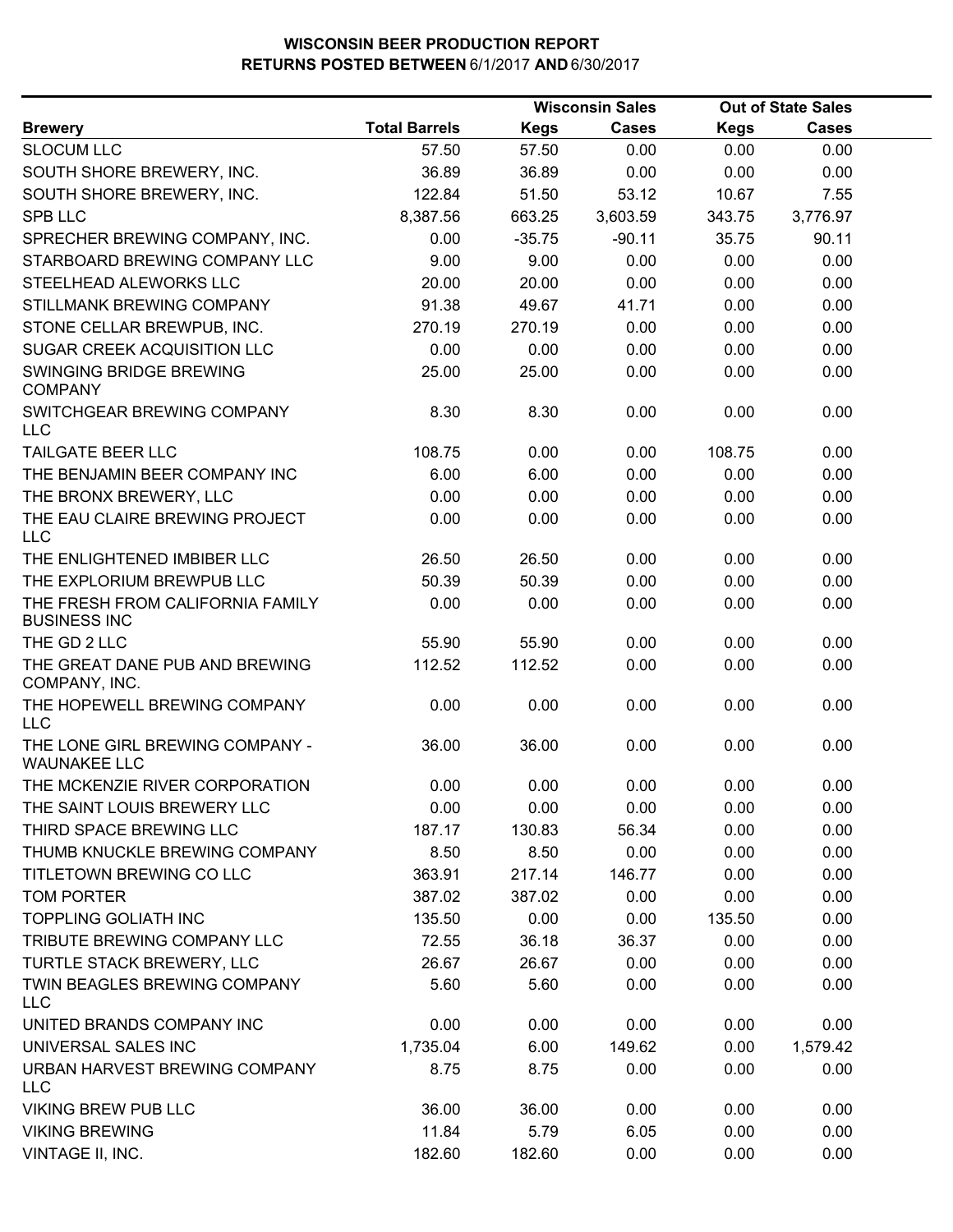# WISCONSIN BEER PRODUCTION REPORT
## RETURNS POSTED BETWEEN 6/1/2017 AND 6/30/2017

| | | Wisconsin Sales | | Out of State Sales | |
|---|---|---|---|---|---|
| **Brewery** | **Total Barrels** | **Kegs** | **Cases** | **Kegs** | **Cases** |
| SLOCUM LLC | 57.50 | 57.50 | 0.00 | 0.00 | 0.00 |
| SOUTH SHORE BREWERY, INC. | 36.89 | 36.89 | 0.00 | 0.00 | 0.00 |
| SOUTH SHORE BREWERY, INC. | 122.84 | 51.50 | 53.12 | 10.67 | 7.55 |
| SPB LLC | 8,387.56 | 663.25 | 3,603.59 | 343.75 | 3,776.97 |
| SPRECHER BREWING COMPANY, INC. | 0.00 | -35.75 | -90.11 | 35.75 | 90.11 |
| STARBOARD BREWING COMPANY LLC | 9.00 | 9.00 | 0.00 | 0.00 | 0.00 |
| STEELHEAD ALEWORKS LLC | 20.00 | 20.00 | 0.00 | 0.00 | 0.00 |
| STILLMANK BREWING COMPANY | 91.38 | 49.67 | 41.71 | 0.00 | 0.00 |
| STONE CELLAR BREWPUB, INC. | 270.19 | 270.19 | 0.00 | 0.00 | 0.00 |
| SUGAR CREEK ACQUISITION LLC | 0.00 | 0.00 | 0.00 | 0.00 | 0.00 |
| SWINGING BRIDGE BREWING COMPANY | 25.00 | 25.00 | 0.00 | 0.00 | 0.00 |
| SWITCHGEAR BREWING COMPANY LLC | 8.30 | 8.30 | 0.00 | 0.00 | 0.00 |
| TAILGATE BEER LLC | 108.75 | 0.00 | 0.00 | 108.75 | 0.00 |
| THE BENJAMIN BEER COMPANY INC | 6.00 | 6.00 | 0.00 | 0.00 | 0.00 |
| THE BRONX BREWERY, LLC | 0.00 | 0.00 | 0.00 | 0.00 | 0.00 |
| THE EAU CLAIRE BREWING PROJECT LLC | 0.00 | 0.00 | 0.00 | 0.00 | 0.00 |
| THE ENLIGHTENED IMBIBER LLC | 26.50 | 26.50 | 0.00 | 0.00 | 0.00 |
| THE EXPLORIUM BREWPUB LLC | 50.39 | 50.39 | 0.00 | 0.00 | 0.00 |
| THE FRESH FROM CALIFORNIA FAMILY BUSINESS INC | 0.00 | 0.00 | 0.00 | 0.00 | 0.00 |
| THE GD 2 LLC | 55.90 | 55.90 | 0.00 | 0.00 | 0.00 |
| THE GREAT DANE PUB AND BREWING COMPANY, INC. | 112.52 | 112.52 | 0.00 | 0.00 | 0.00 |
| THE HOPEWELL BREWING COMPANY LLC | 0.00 | 0.00 | 0.00 | 0.00 | 0.00 |
| THE LONE GIRL BREWING COMPANY - WAUNAKEE LLC | 36.00 | 36.00 | 0.00 | 0.00 | 0.00 |
| THE MCKENZIE RIVER CORPORATION | 0.00 | 0.00 | 0.00 | 0.00 | 0.00 |
| THE SAINT LOUIS BREWERY LLC | 0.00 | 0.00 | 0.00 | 0.00 | 0.00 |
| THIRD SPACE BREWING LLC | 187.17 | 130.83 | 56.34 | 0.00 | 0.00 |
| THUMB KNUCKLE BREWING COMPANY | 8.50 | 8.50 | 0.00 | 0.00 | 0.00 |
| TITLETOWN BREWING CO LLC | 363.91 | 217.14 | 146.77 | 0.00 | 0.00 |
| TOM PORTER | 387.02 | 387.02 | 0.00 | 0.00 | 0.00 |
| TOPPLING GOLIATH INC | 135.50 | 0.00 | 0.00 | 135.50 | 0.00 |
| TRIBUTE BREWING COMPANY LLC | 72.55 | 36.18 | 36.37 | 0.00 | 0.00 |
| TURTLE STACK BREWERY, LLC | 26.67 | 26.67 | 0.00 | 0.00 | 0.00 |
| TWIN BEAGLES BREWING COMPANY LLC | 5.60 | 5.60 | 0.00 | 0.00 | 0.00 |
| UNITED BRANDS COMPANY INC | 0.00 | 0.00 | 0.00 | 0.00 | 0.00 |
| UNIVERSAL SALES INC | 1,735.04 | 6.00 | 149.62 | 0.00 | 1,579.42 |
| URBAN HARVEST BREWING COMPANY LLC | 8.75 | 8.75 | 0.00 | 0.00 | 0.00 |
| VIKING BREW PUB LLC | 36.00 | 36.00 | 0.00 | 0.00 | 0.00 |
| VIKING BREWING | 11.84 | 5.79 | 6.05 | 0.00 | 0.00 |
| VINTAGE II, INC. | 182.60 | 182.60 | 0.00 | 0.00 | 0.00 |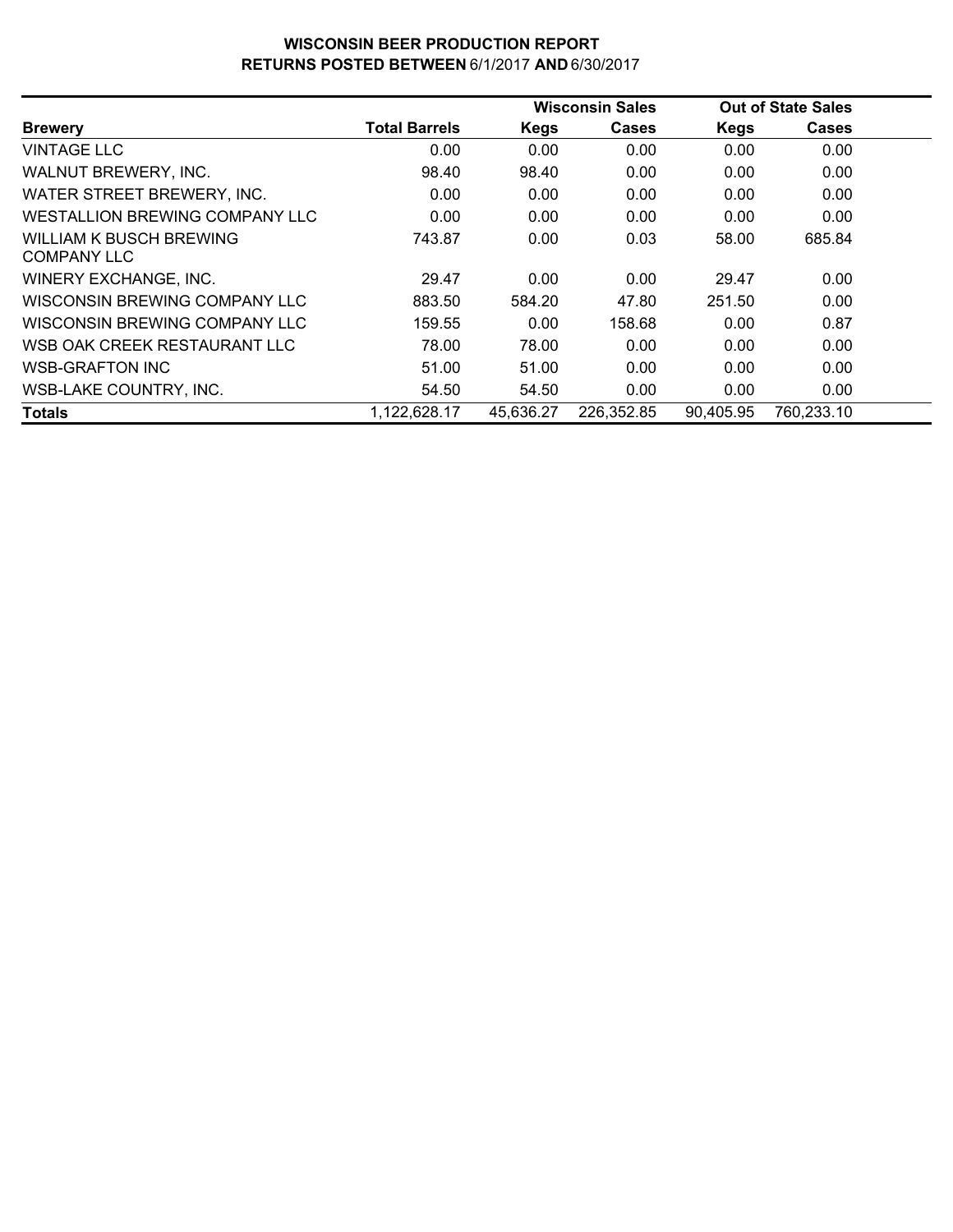**WISCONSIN BEER PRODUCTION REPORT**
**RETURNS POSTED BETWEEN** 6/1/2017 **AND** 6/30/2017

| | | Wisconsin Sales | | Out of State Sales | |
|---|---|---|---|---|---|
| **Brewery** | **Total Barrels** | **Kegs** | **Cases** | **Kegs** | **Cases** |
| VINTAGE LLC | 0.00 | 0.00 | 0.00 | 0.00 | 0.00 |
| WALNUT BREWERY, INC. | 98.40 | 98.40 | 0.00 | 0.00 | 0.00 |
| WATER STREET BREWERY, INC. | 0.00 | 0.00 | 0.00 | 0.00 | 0.00 |
| WESTALLION BREWING COMPANY LLC | 0.00 | 0.00 | 0.00 | 0.00 | 0.00 |
| WILLIAM K BUSCH BREWING COMPANY LLC | 743.87 | 0.00 | 0.03 | 58.00 | 685.84 |
| WINERY EXCHANGE, INC. | 29.47 | 0.00 | 0.00 | 29.47 | 0.00 |
| WISCONSIN BREWING COMPANY LLC | 883.50 | 584.20 | 47.80 | 251.50 | 0.00 |
| WISCONSIN BREWING COMPANY LLC | 159.55 | 0.00 | 158.68 | 0.00 | 0.87 |
| WSB OAK CREEK RESTAURANT LLC | 78.00 | 78.00 | 0.00 | 0.00 | 0.00 |
| WSB-GRAFTON INC | 51.00 | 51.00 | 0.00 | 0.00 | 0.00 |
| WSB-LAKE COUNTRY, INC. | 54.50 | 54.50 | 0.00 | 0.00 | 0.00 |
| **Totals** | 1,122,628.17 | 45,636.27 | 226,352.85 | 90,405.95 | 760,233.10 |